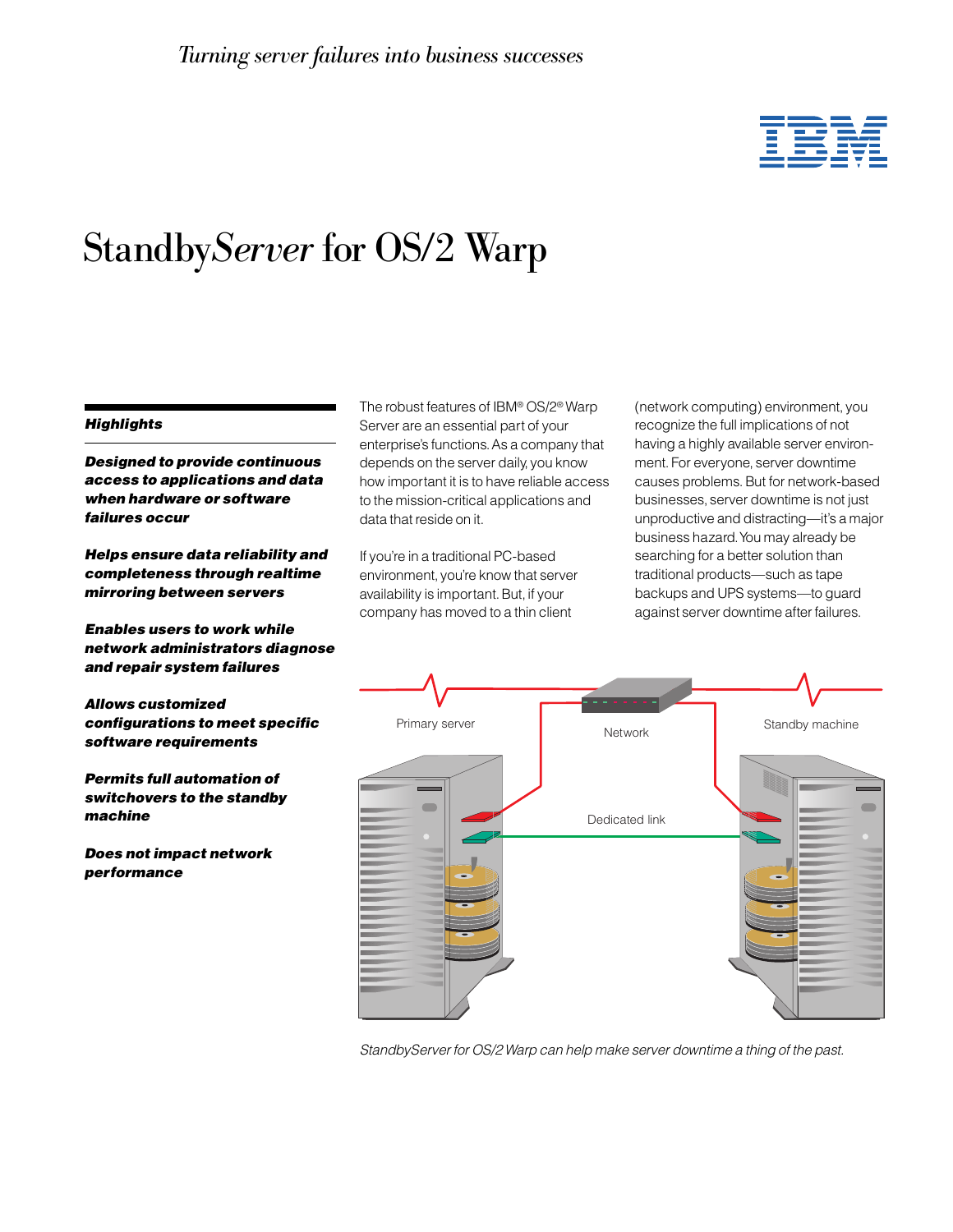*Turning server failures into business successes*

# Standby*Server* for OS/2 Warp

***Highlights***

***Designed to provide continuous access to applications and data when hardware or software failures occur***

***Helps ensure data reliability and completeness through realtime mirroring between servers***

***Enables users to work while network administrators diagnose and repair system failures***

***Allows customized configurations to meet specific software requirements***

***Permits full automation of switchovers to the standby machine***

***Does not impact network performance***

The robust features of IBM® OS/2® Warp Server are an essential part of your enterprise's functions. As a company that depends on the server daily, you know how important it is to have reliable access to the mission-critical applications and data that reside on it.

If you're in a traditional PC-based environment, you're know that server availability is important. But, if your company has moved to a thin client (network computing) environment, you recognize the full implications of not having a highly available server environment. For everyone, server downtime causes problems. But for network-based businesses, server downtime is not just unproductive and distracting—it's a major business hazard. You may already be searching for a better solution than traditional products—such as tape backups and UPS systems—to guard against server downtime after failures.

*StandbyServer for OS/2 Warp can help make server downtime a thing of the past.*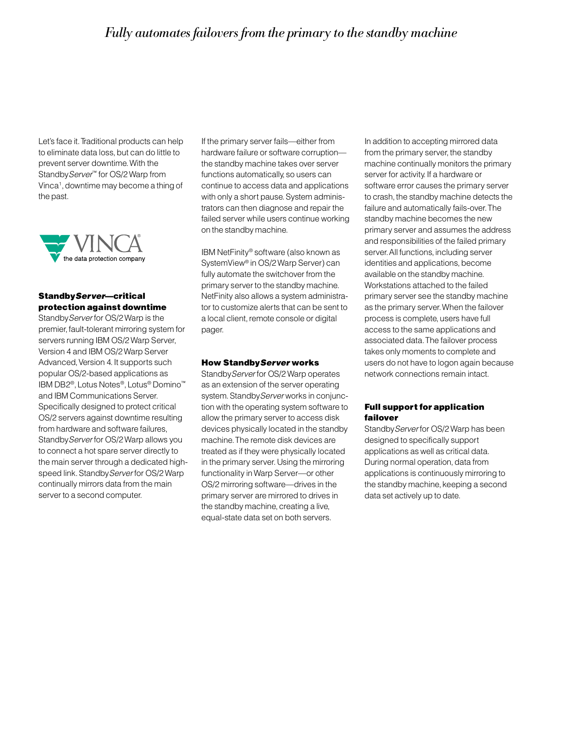# *Fully automates failovers from the primary to the standby machine*

Let's face it. Traditional products can help to eliminate data loss, but can do little to prevent server downtime. With the Standby*Server*™ for OS/2 Warp from Vinca[1], downtime may become a thing of the past.

VINCA® the data protection company

## Standby*Server*—critical protection against downtime

Standby*Server* for OS/2 Warp is the premier, fault-tolerant mirroring system for servers running IBM OS/2 Warp Server, Version 4 and IBM OS/2 Warp Server Advanced, Version 4. It supports such popular OS/2-based applications as IBM DB2®, Lotus Notes®, Lotus® Domino™ and IBM Communications Server. Specifically designed to protect critical OS/2 servers against downtime resulting from hardware and software failures, Standby*Server* for OS/2 Warp allows you to connect a hot spare server directly to the main server through a dedicated high-speed link. Standby*Server* for OS/2 Warp continually mirrors data from the main server to a second computer.

If the primary server fails—either from hardware failure or software corruption—the standby machine takes over server functions automatically, so users can continue to access data and applications with only a short pause. System administrators can then diagnose and repair the failed server while users continue working on the standby machine.

IBM NetFinity® software (also known as SystemView® in OS/2 Warp Server) can fully automate the switchover from the primary server to the standby machine. NetFinity also allows a system administrator to customize alerts that can be sent to a local client, remote console or digital pager.

## How Standby*Server* works

Standby*Server* for OS/2 Warp operates as an extension of the server operating system. Standby*Server* works in conjunction with the operating system software to allow the primary server to access disk devices physically located in the standby machine. The remote disk devices are treated as if they were physically located in the primary server. Using the mirroring functionality in Warp Server—or other OS/2 mirroring software—drives in the primary server are mirrored to drives in the standby machine, creating a live, equal-state data set on both servers.

In addition to accepting mirrored data from the primary server, the standby machine continually monitors the primary server for activity. If a hardware or software error causes the primary server to crash, the standby machine detects the failure and automatically fails-over. The standby machine becomes the new primary server and assumes the address and responsibilities of the failed primary server. All functions, including server identities and applications, become available on the standby machine. Workstations attached to the failed primary server see the standby machine as the primary server. When the failover process is complete, users have full access to the same applications and associated data. The failover process takes only moments to complete and users do not have to logon again because network connections remain intact.

## Full support for application failover

Standby*Server* for OS/2 Warp has been designed to specifically support applications as well as critical data. During normal operation, data from applications is continuously mirroring to the standby machine, keeping a second data set actively up to date.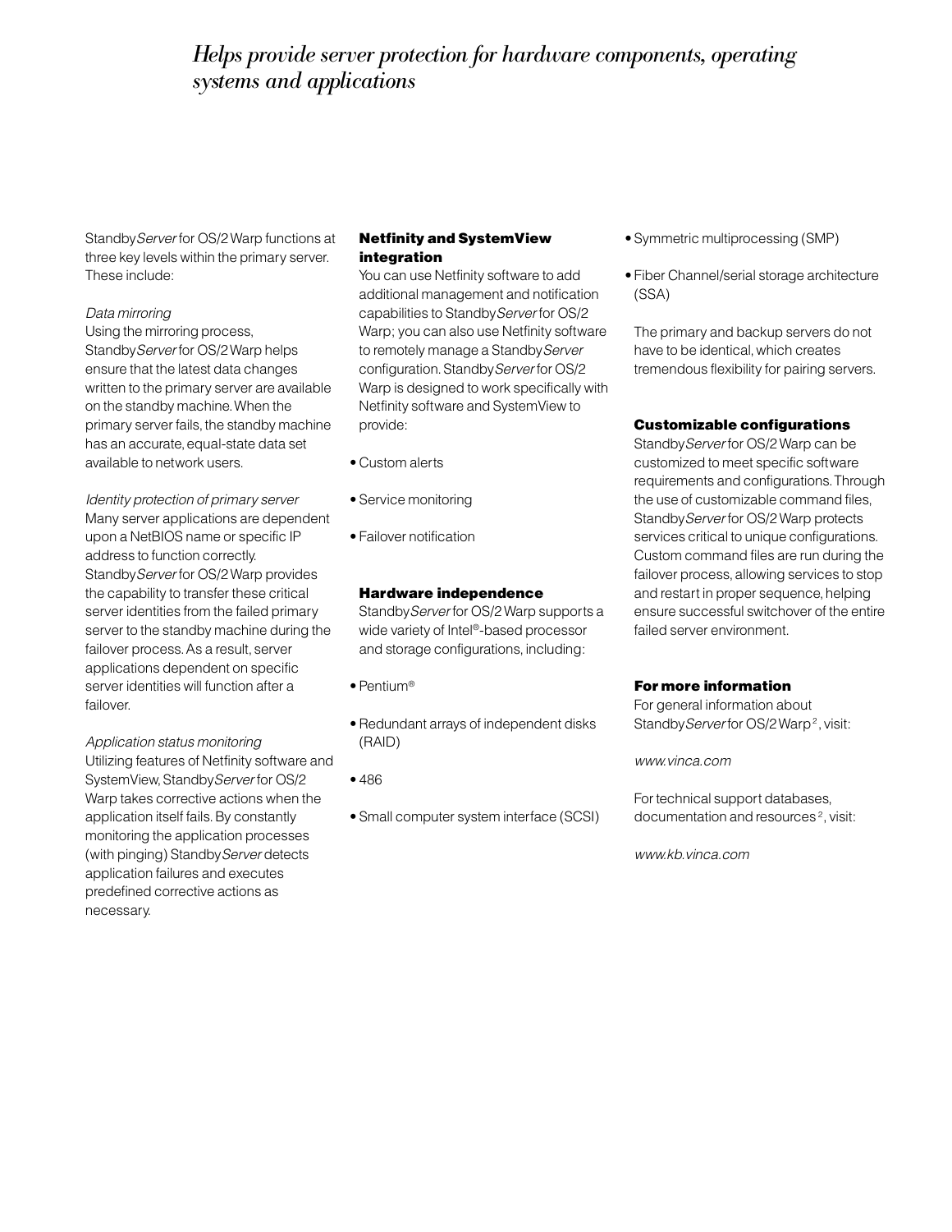# *Helps provide server protection for hardware components, operating systems and applications*

Standby*Server* for OS/2 Warp functions at three key levels within the primary server. These include:

*Data mirroring*

Using the mirroring process, Standby*Server* for OS/2 Warp helps ensure that the latest data changes written to the primary server are available on the standby machine. When the primary server fails, the standby machine has an accurate, equal-state data set available to network users.

*Identity protection of primary server*

Many server applications are dependent upon a NetBIOS name or specific IP address to function correctly. Standby*Server* for OS/2 Warp provides the capability to transfer these critical server identities from the failed primary server to the standby machine during the failover process. As a result, server applications dependent on specific server identities will function after a failover.

*Application status monitoring*

Utilizing features of Netfinity software and SystemView, Standby*Server* for OS/2 Warp takes corrective actions when the application itself fails. By constantly monitoring the application processes (with pinging) Standby*Server* detects application failures and executes predefined corrective actions as necessary.

**Netfinity and SystemView integration**

You can use Netfinity software to add additional management and notification capabilities to Standby*Server* for OS/2 Warp; you can also use Netfinity software to remotely manage a Standby*Server* configuration. Standby*Server* for OS/2 Warp is designed to work specifically with Netfinity software and SystemView to provide:

- Custom alerts
- Service monitoring
- Failover notification

**Hardware independence**

Standby*Server* for OS/2 Warp supports a wide variety of Intel®-based processor and storage configurations, including:

- Pentium®
- Redundant arrays of independent disks (RAID)
- 486
- Small computer system interface (SCSI)
- Symmetric multiprocessing (SMP)
- Fiber Channel/serial storage architecture (SSA)

The primary and backup servers do not have to be identical, which creates tremendous flexibility for pairing servers.

**Customizable configurations**

Standby*Server* for OS/2 Warp can be customized to meet specific software requirements and configurations. Through the use of customizable command files, Standby*Server* for OS/2 Warp protects services critical to unique configurations. Custom command files are run during the failover process, allowing services to stop and restart in proper sequence, helping ensure successful switchover of the entire failed server environment.

**For more information**

For general information about Standby*Server* for OS/2 Warp[2], visit:

*www.vinca.com*

For technical support databases, documentation and resources[2], visit:

*www.kb.vinca.com*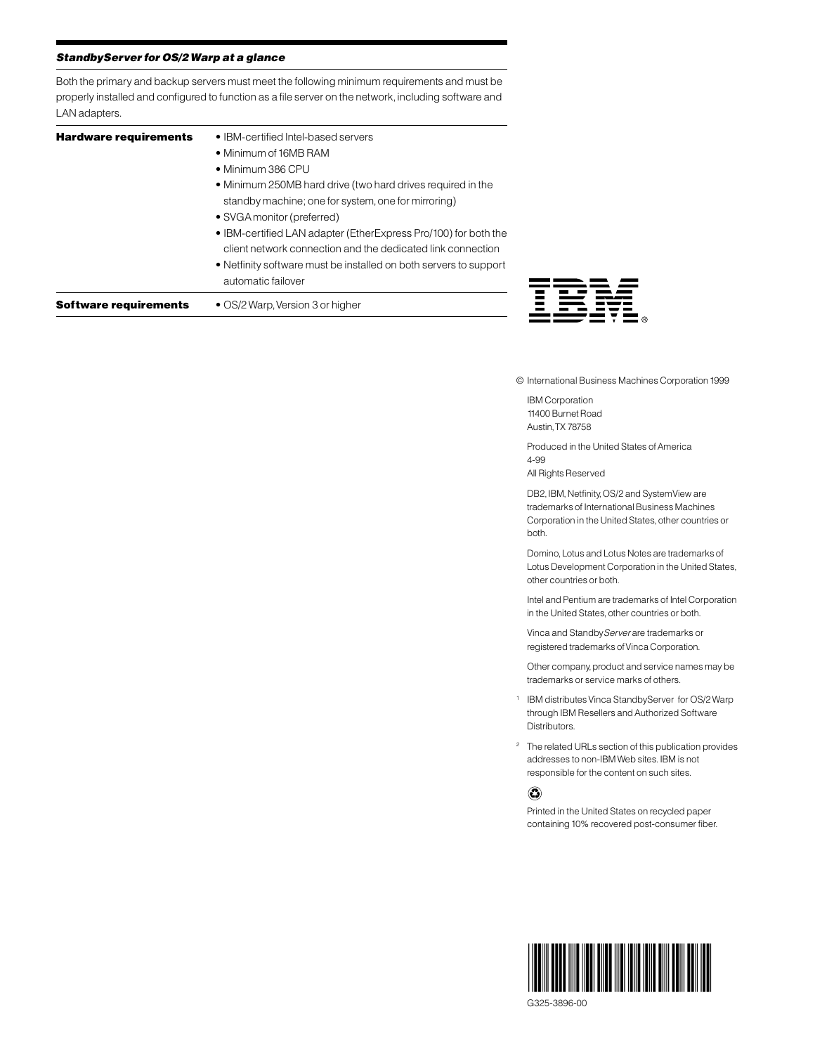### *StandbyServer for OS/2 Warp at a glance*

Both the primary and backup servers must meet the following minimum requirements and must be properly installed and configured to function as a file server on the network, including software and LAN adapters.

| | |
|---|---|
| **Hardware requirements** | • IBM-certified Intel-based servers<br>• Minimum of 16MB RAM<br>• Minimum 386 CPU<br>• Minimum 250MB hard drive (two hard drives required in the standby machine; one for system, one for mirroring)<br>• SVGA monitor (preferred)<br>• IBM-certified LAN adapter (EtherExpress Pro/100) for both the client network connection and the dedicated link connection<br>• Netfinity software must be installed on both servers to support automatic failover |
| **Software requirements** | • OS/2 Warp, Version 3 or higher |

© International Business Machines Corporation 1999

IBM Corporation
11400 Burnet Road
Austin, TX 78758

Produced in the United States of America
4-99
All Rights Reserved

DB2, IBM, Netfinity, OS/2 and SystemView are trademarks of International Business Machines Corporation in the United States, other countries or both.

Domino, Lotus and Lotus Notes are trademarks of Lotus Development Corporation in the United States, other countries or both.

Intel and Pentium are trademarks of Intel Corporation in the United States, other countries or both.

Vinca and Standby*Server* are trademarks or registered trademarks of Vinca Corporation.

Other company, product and service names may be trademarks or service marks of others.

[1] IBM distributes Vinca StandbyServer for OS/2 Warp through IBM Resellers and Authorized Software Distributors.

[2] The related URLs section of this publication provides addresses to non-IBM Web sites. IBM is not responsible for the content on such sites.

Printed in the United States on recycled paper containing 10% recovered post-consumer fiber.

G325-3896-00